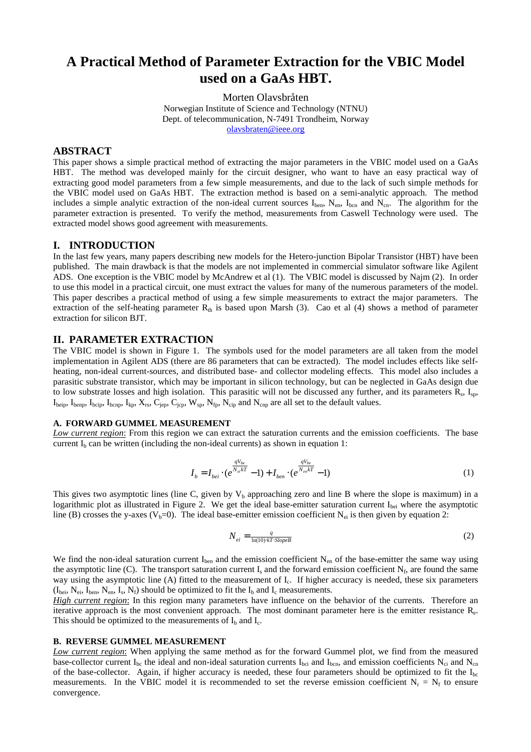# A Practical Method of Parameter Extraction for the VBIC Model used on a GaAs HBT.

Morten Olavsbråten
Norwegian Institute of Science and Technology (NTNU)
Dept. of telecommunication, N-7491 Trondheim, Norway
olavsbraten@ieee.org

## ABSTRACT

This paper shows a simple practical method of extracting the major parameters in the VBIC model used on a GaAs HBT. The method was developed mainly for the circuit designer, who want to have an easy practical way of extracting good model parameters from a few simple measurements, and due to the lack of such simple methods for the VBIC model used on GaAs HBT. The extraction method is based on a semi-analytic approach. The method includes a simple analytic extraction of the non-ideal current sources $I_{ben}$, $N_{en}$, $I_{bcn}$ and $N_{cn}$. The algorithm for the parameter extraction is presented. To verify the method, measurements from Caswell Technology were used. The extracted model shows good agreement with measurements.

## I. INTRODUCTION

In the last few years, many papers describing new models for the Hetero-junction Bipolar Transistor (HBT) have been published. The main drawback is that the models are not implemented in commercial simulator software like Agilent ADS. One exception is the VBIC model by McAndrew et al (1). The VBIC model is discussed by Najm (2). In order to use this model in a practical circuit, one must extract the values for many of the numerous parameters of the model. This paper describes a practical method of using a few simple measurements to extract the major parameters. The extraction of the self-heating parameter $R_{th}$ is based upon Marsh (3). Cao et al (4) shows a method of parameter extraction for silicon BJT.

## II. PARAMETER EXTRACTION

The VBIC model is shown in Figure 1. The symbols used for the model parameters are all taken from the model implementation in Agilent ADS (there are 86 parameters that can be extracted). The model includes effects like self-heating, non-ideal current-sources, and distributed base- and collector modeling effects. This model also includes a parasitic substrate transistor, which may be important in silicon technology, but can be neglected in GaAs design due to low substrate losses and high isolation. This parasitic will not be discussed any further, and its parameters $R_s$, $I_{sp}$, $I_{beip}$, $I_{benp}$, $I_{bcip}$, $I_{bcnp}$, $I_{kp}$, $X_{rs}$, $C_{jep}$, $C_{jcp}$, $W_{sp}$, $N_{fp}$, $N_{cip}$ and $N_{cnp}$ are all set to the default values.

### A. FORWARD GUMMEL MEASUREMENT

*Low current region*: From this region we can extract the saturation currents and the emission coefficients. The base current $I_b$ can be written (including the non-ideal currents) as shown in equation 1:

$$I_b = I_{bei} \cdot \left(e^{\frac{qV_{be}}{N_{ei}kT}} - 1\right) + I_{ben} \cdot \left(e^{\frac{qV_{be}}{N_{en}kT}} - 1\right) \tag{1}$$

This gives two asymptotic lines (line C, given by $V_b$ approaching zero and line B where the slope is maximum) in a logarithmic plot as illustrated in Figure 2. We get the ideal base-emitter saturation current $I_{bei}$ where the asymptotic line (B) crosses the y-axes ($V_b$=0). The ideal base-emitter emission coefficient $N_{ei}$ is then given by equation 2:

$$N_{ei} = \frac{q}{\ln(10) \cdot kT \cdot SlopeB} \tag{2}$$

We find the non-ideal saturation current $I_{ben}$ and the emission coefficient $N_{en}$ of the base-emitter the same way using the asymptotic line (C). The transport saturation current $I_s$ and the forward emission coefficient $N_f$, are found the same way using the asymptotic line (A) fitted to the measurement of $I_c$. If higher accuracy is needed, these six parameters ($I_{bei}$, $N_{ei}$, $I_{ben}$, $N_{en}$, $I_s$, $N_f$) should be optimized to fit the $I_b$ and $I_c$ measurements.

*High current region*: In this region many parameters have influence on the behavior of the currents. Therefore an iterative approach is the most convenient approach. The most dominant parameter here is the emitter resistance $R_e$. This should be optimized to the measurements of $I_b$ and $I_c$.

### B. REVERSE GUMMEL MEASUREMENT

*Low current region*: When applying the same method as for the forward Gummel plot, we find from the measured base-collector current $I_{bc}$ the ideal and non-ideal saturation currents $I_{bci}$ and $I_{bcn}$, and emission coefficients $N_{ci}$ and $N_{cn}$ of the base-collector. Again, if higher accuracy is needed, these four parameters should be optimized to fit the $I_{bc}$ measurements. In the VBIC model it is recommended to set the reverse emission coefficient $N_r$ = $N_f$ to ensure convergence.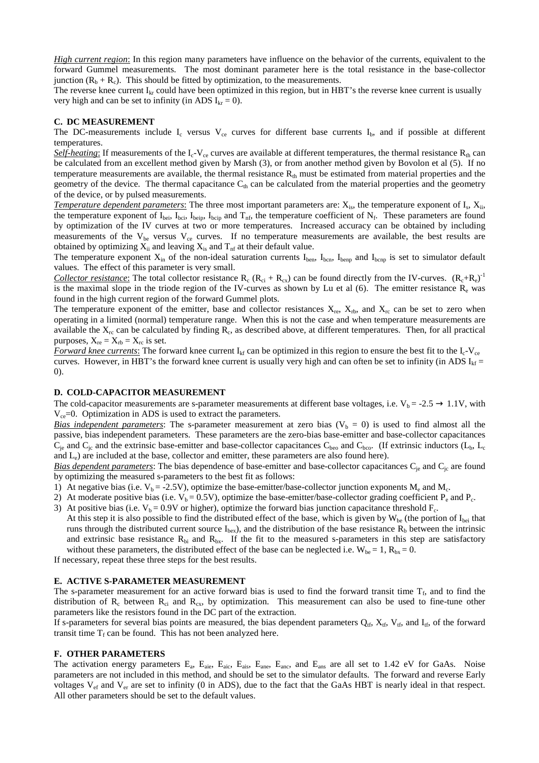*High current region*: In this region many parameters have influence on the behavior of the currents, equivalent to the forward Gummel measurements. The most dominant parameter here is the total resistance in the base-collector junction ($R_b + R_c$). This should be fitted by optimization, to the measurements.

The reverse knee current $I_{kr}$ could have been optimized in this region, but in HBT's the reverse knee current is usually very high and can be set to infinity (in ADS $I_{kr} = 0$).

### C. DC MEASUREMENT

The DC-measurements include $I_c$ versus $V_{ce}$ curves for different base currents $I_b$, and if possible at different temperatures.

*Self-heating*: If measurements of the $I_c$-$V_{ce}$ curves are available at different temperatures, the thermal resistance $R_{th}$ can be calculated from an excellent method given by Marsh (3), or from another method given by Bovolon et al (5). If no temperature measurements are available, the thermal resistance $R_{th}$ must be estimated from material properties and the geometry of the device. The thermal capacitance $C_{th}$ can be calculated from the material properties and the geometry of the device, or by pulsed measurements.

*Temperature dependent parameters*: The three most important parameters are: $X_{is}$, the temperature exponent of $I_s$, $X_{ii}$, the temperature exponent of $I_{bei}$, $I_{bci}$, $I_{beip}$, $I_{bcip}$ and $T_{nf}$, the temperature coefficient of $N_f$. These parameters are found by optimization of the IV curves at two or more temperatures. Increased accuracy can be obtained by including measurements of the $V_{be}$ versus $V_{ce}$ curves. If no temperature measurements are available, the best results are obtained by optimizing $X_{ii}$ and leaving $X_{is}$ and $T_{nf}$ at their default value.

The temperature exponent $X_{in}$ of the non-ideal saturation currents $I_{ben}$, $I_{bcn}$, $I_{benp}$ and $I_{bcnp}$ is set to simulator default values. The effect of this parameter is very small.

*Collector resistance*: The total collector resistance $R_c$ ($R_{ci} + R_{cx}$) can be found directly from the IV-curves. $(R_c+R_e)^{-1}$ is the maximal slope in the triode region of the IV-curves as shown by Lu et al (6). The emitter resistance $R_e$ was found in the high current region of the forward Gummel plots.

The temperature exponent of the emitter, base and collector resistances $X_{re}$, $X_{rb}$, and $X_{rc}$ can be set to zero when operating in a limited (normal) temperature range. When this is not the case and when temperature measurements are available the $X_{rc}$ can be calculated by finding $R_c$, as described above, at different temperatures. Then, for all practical purposes, $X_{re} = X_{rb} = X_{rc}$ is set.

*Forward knee currents*: The forward knee current $I_{kf}$ can be optimized in this region to ensure the best fit to the $I_c$-$V_{ce}$ curves. However, in HBT's the forward knee current is usually very high and can often be set to infinity (in ADS $I_{kf} = 0$).

### D. COLD-CAPACITOR MEASUREMENT

The cold-capacitor measurements are s-parameter measurements at different base voltages, i.e. $V_b = -2.5 \rightarrow 1.1$V, with $V_{ce}$=0. Optimization in ADS is used to extract the parameters.

*Bias independent parameters*: The s-parameter measurement at zero bias ($V_b = 0$) is used to find almost all the passive, bias independent parameters. These parameters are the zero-bias base-emitter and base-collector capacitances $C_{je}$ and $C_{jc}$ and the extrinsic base-emitter and base-collector capacitances $C_{beo}$ and $C_{bco}$. (If extrinsic inductors ($L_b$, $L_c$ and $L_e$) are included at the base, collector and emitter, these parameters are also found here).

*Bias dependent parameters*: The bias dependence of base-emitter and base-collector capacitances $C_{je}$ and $C_{jc}$ are found by optimizing the measured s-parameters to the best fit as follows:

1) At negative bias (i.e. $V_b = -2.5$V), optimize the base-emitter/base-collector junction exponents $M_e$ and $M_c$.
2) At moderate positive bias (i.e. $V_b = 0.5$V), optimize the base-emitter/base-collector grading coefficient $P_e$ and $P_c$.
3) At positive bias (i.e. $V_b = 0.9$V or higher), optimize the forward bias junction capacitance threshold $F_c$.
   At this step it is also possible to find the distributed effect of the base, which is given by $W_{be}$ (the portion of $I_{bei}$ that runs through the distributed current source $I_{bex}$), and the distribution of the base resistance $R_b$ between the intrinsic and extrinsic base resistance $R_{bi}$ and $R_{bx}$. If the fit to the measured s-parameters in this step are satisfactory without these parameters, the distributed effect of the base can be neglected i.e. $W_{be} = 1$, $R_{bx} = 0$.

If necessary, repeat these three steps for the best results.

### E. ACTIVE S-PARAMETER MEASUREMENT

The s-parameter measurement for an active forward bias is used to find the forward transit time $T_f$, and to find the distribution of $R_c$ between $R_{ci}$ and $R_{cx}$, by optimization. This measurement can also be used to fine-tune other parameters like the resistors found in the DC part of the extraction.

If s-parameters for several bias points are measured, the bias dependent parameters $Q_{tf}$, $X_{tf}$, $V_{tf}$, and $I_{tf}$, of the forward transit time $T_f$ can be found. This has not been analyzed here.

### F. OTHER PARAMETERS

The activation energy parameters $E_a$, $E_{aie}$, $E_{aic}$, $E_{ais}$, $E_{ane}$, $E_{anc}$, and $E_{ans}$ are all set to 1.42 eV for GaAs. Noise parameters are not included in this method, and should be set to the simulator defaults. The forward and reverse Early voltages $V_{ef}$ and $V_{er}$ are set to infinity (0 in ADS), due to the fact that the GaAs HBT is nearly ideal in that respect. All other parameters should be set to the default values.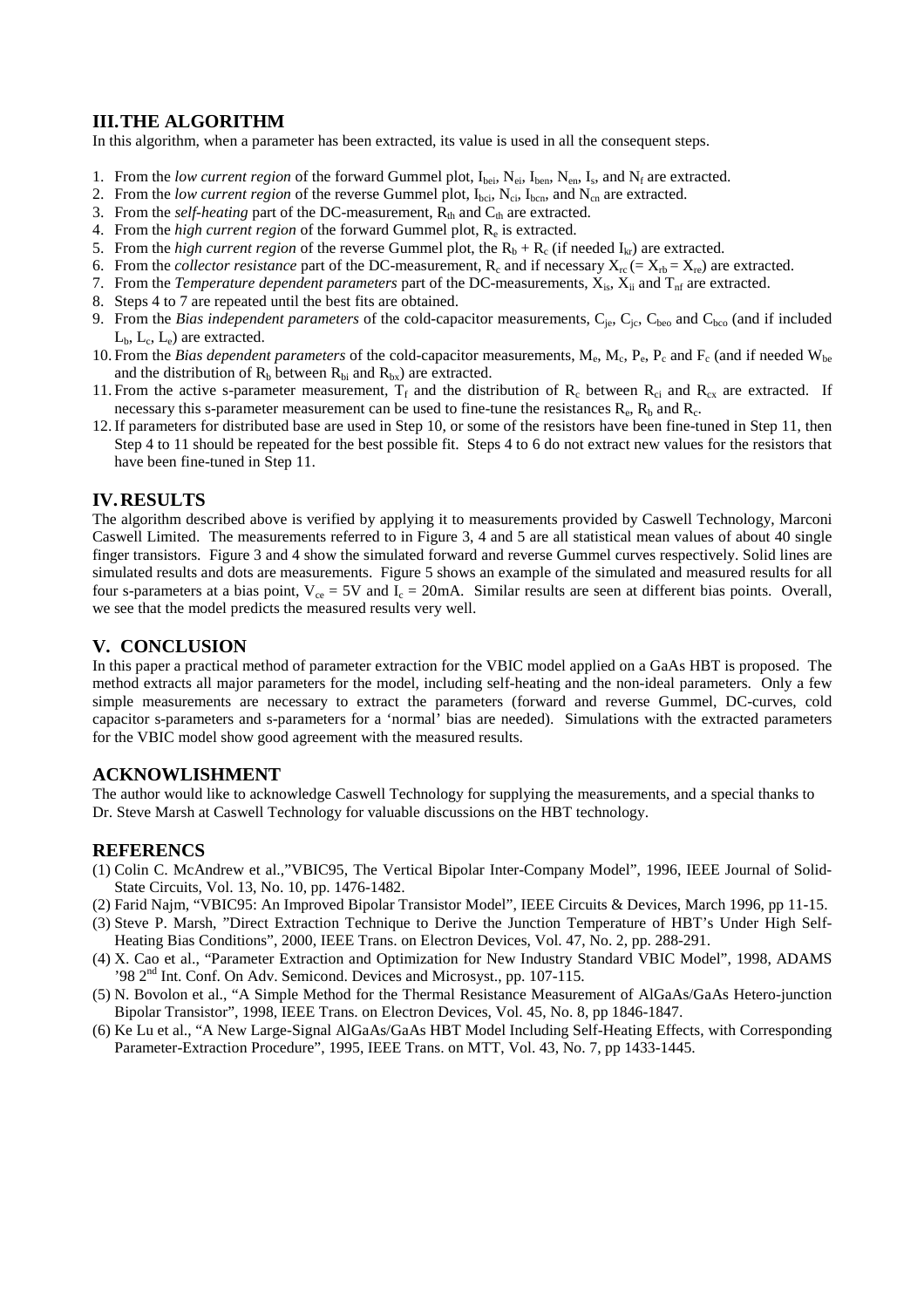## III. THE ALGORITHM

In this algorithm, when a parameter has been extracted, its value is used in all the consequent steps.

1. From the *low current region* of the forward Gummel plot, $I_{bei}$, $N_{ei}$, $I_{ben}$, $N_{en}$, $I_s$, and $N_f$ are extracted.
2. From the *low current region* of the reverse Gummel plot, $I_{bci}$, $N_{ci}$, $I_{bcn}$, and $N_{cn}$ are extracted.
3. From the *self-heating* part of the DC-measurement, $R_{th}$ and $C_{th}$ are extracted.
4. From the *high current region* of the forward Gummel plot, $R_e$ is extracted.
5. From the *high current region* of the reverse Gummel plot, the $R_b + R_c$ (if needed $I_{kr}$) are extracted.
6. From the *collector resistance* part of the DC-measurement, $R_c$ and if necessary $X_{rc}$ (= $X_{rb}$ = $X_{re}$) are extracted.
7. From the *Temperature dependent parameters* part of the DC-measurements, $X_{is}$, $X_{ii}$ and $T_{nf}$ are extracted.
8. Steps 4 to 7 are repeated until the best fits are obtained.
9. From the *Bias independent parameters* of the cold-capacitor measurements, $C_{je}$, $C_{jc}$, $C_{beo}$ and $C_{bco}$ (and if included $L_b$, $L_c$, $L_e$) are extracted.
10. From the *Bias dependent parameters* of the cold-capacitor measurements, $M_e$, $M_c$, $P_e$, $P_c$ and $F_c$ (and if needed $W_{be}$ and the distribution of $R_b$ between $R_{bi}$ and $R_{bx}$) are extracted.
11. From the active s-parameter measurement, $T_f$ and the distribution of $R_c$ between $R_{ci}$ and $R_{cx}$ are extracted. If necessary this s-parameter measurement can be used to fine-tune the resistances $R_e$, $R_b$ and $R_c$.
12. If parameters for distributed base are used in Step 10, or some of the resistors have been fine-tuned in Step 11, then Step 4 to 11 should be repeated for the best possible fit. Steps 4 to 6 do not extract new values for the resistors that have been fine-tuned in Step 11.

## IV. RESULTS

The algorithm described above is verified by applying it to measurements provided by Caswell Technology, Marconi Caswell Limited. The measurements referred to in Figure 3, 4 and 5 are all statistical mean values of about 40 single finger transistors. Figure 3 and 4 show the simulated forward and reverse Gummel curves respectively. Solid lines are simulated results and dots are measurements. Figure 5 shows an example of the simulated and measured results for all four s-parameters at a bias point, $V_{ce}$ = 5V and $I_c$ = 20mA. Similar results are seen at different bias points. Overall, we see that the model predicts the measured results very well.

## V. CONCLUSION

In this paper a practical method of parameter extraction for the VBIC model applied on a GaAs HBT is proposed. The method extracts all major parameters for the model, including self-heating and the non-ideal parameters. Only a few simple measurements are necessary to extract the parameters (forward and reverse Gummel, DC-curves, cold capacitor s-parameters and s-parameters for a 'normal' bias are needed). Simulations with the extracted parameters for the VBIC model show good agreement with the measured results.

## ACKNOWLISHMENT

The author would like to acknowledge Caswell Technology for supplying the measurements, and a special thanks to Dr. Steve Marsh at Caswell Technology for valuable discussions on the HBT technology.

## REFERENCS

(1) Colin C. McAndrew et al.,"VBIC95, The Vertical Bipolar Inter-Company Model", 1996, IEEE Journal of Solid-State Circuits, Vol. 13, No. 10, pp. 1476-1482.
(2) Farid Najm, "VBIC95: An Improved Bipolar Transistor Model", IEEE Circuits & Devices, March 1996, pp 11-15.
(3) Steve P. Marsh, "Direct Extraction Technique to Derive the Junction Temperature of HBT's Under High Self-Heating Bias Conditions", 2000, IEEE Trans. on Electron Devices, Vol. 47, No. 2, pp. 288-291.
(4) X. Cao et al., "Parameter Extraction and Optimization for New Industry Standard VBIC Model", 1998, ADAMS '98 2nd Int. Conf. On Adv. Semicond. Devices and Microsyst., pp. 107-115.
(5) N. Bovolon et al., "A Simple Method for the Thermal Resistance Measurement of AlGaAs/GaAs Hetero-junction Bipolar Transistor", 1998, IEEE Trans. on Electron Devices, Vol. 45, No. 8, pp 1846-1847.
(6) Ke Lu et al., "A New Large-Signal AlGaAs/GaAs HBT Model Including Self-Heating Effects, with Corresponding Parameter-Extraction Procedure", 1995, IEEE Trans. on MTT, Vol. 43, No. 7, pp 1433-1445.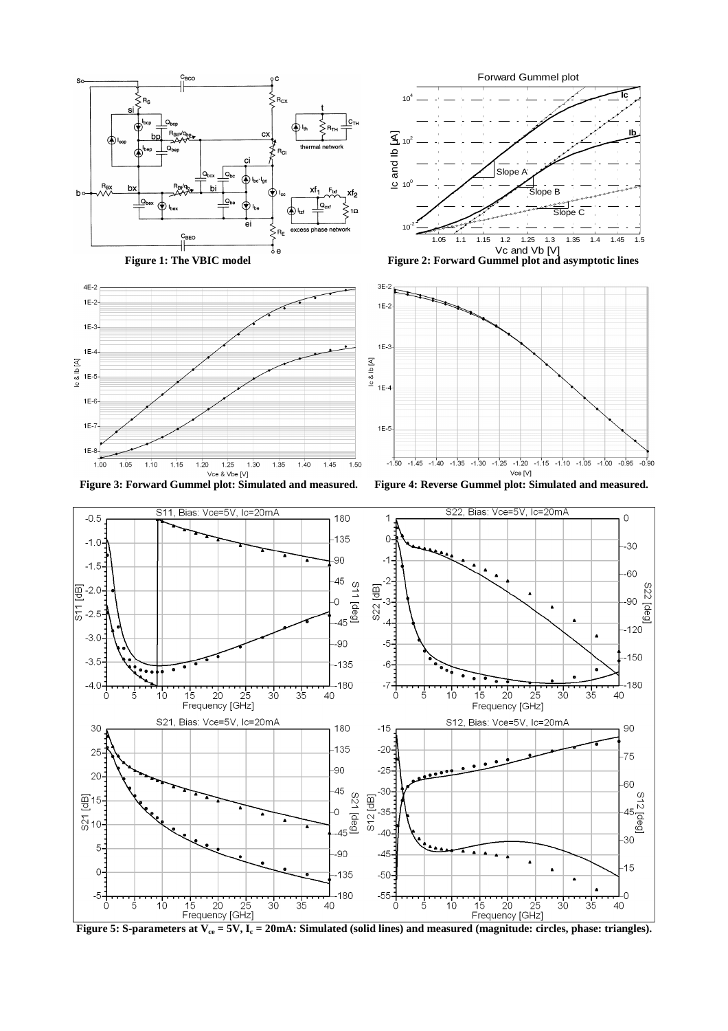s c

$C_{BCO}$

$R_S$

si

$I_{bcp}$ $Q_{bcp}$

$I_{ccp}$

bp $R_{BIP}/q_{bp}$

$I_{bep}$ $Q_{bep}$

cx

$R_{CX}$

t

$I_{th}$ $R_{TH}$ $C_{TH}$

thermal network

$R_{CI}$

ci

$Q_{bcx}$ $Q_{bc}$ $I_{bc}$-$I_{gc}$

b $R_{BX}$ bx $R_{BI}/q_b$ bi

$I_{cc}$

$xf_1$ $F_{lxf}$ $xf_2$

$Q_{bex}$ $I_{bex}$ $Q_{be}$ $I_{be}$

$I_{tzf}$ $Q_{cxf}$ 1Ω

ei

excess phase network

$R_E$

$C_{BEO}$

e

**Figure 1: The VBIC model**

Forward Gummel plot

Ic and Ib [A]

$10^4$ $10^2$ $10^0$ $10^{-2}$

Ic

Ib

Slope A

Slope B

Slope C

1.05 1.1 1.15 1.2 1.25 1.3 1.35 1.4 1.45 1.5

Vc and Vb [V]

**Figure 2: Forward Gummel plot and asymptotic lines**

4E-2 1E-2 1E-3 1E-4 1E-5 1E-6 1E-7 1E-8

Ic & Ib [A]

1.00 1.05 1.10 1.15 1.20 1.25 1.30 1.35 1.40 1.45 1.50

Vce & Vbe [V]

**Figure 3: Forward Gummel plot: Simulated and measured.**

3E-2 1E-2 1E-3 1E-4 1E-5

Ic & Ib [A]

-1.50 -1.45 -1.40 -1.35 -1.30 -1.25 -1.20 -1.15 -1.10 -1.05 -1.00 -0.95 -0.90

Vce [V]

**Figure 4: Reverse Gummel plot: Simulated and measured.**

S11, Bias: Vce=5V, Ic=20mA

S11 [dB]: -0.5 -1.0 -1.5 -2.0 -2.5 -3.0 -3.5 -4.0

S11 [deg]: 180 135 90 45 0 -45 -90 -135 -180

Frequency [GHz]: 0 5 10 15 20 25 30 35 40

S22, Bias: Vce=5V, Ic=20mA

S22 [dB]: 1 0 -1 -2 -3 -4 -5 -6 -7

S22 [deg]: 0 -30 -60 -90 -120 -150 -180

Frequency [GHz]: 0 5 10 15 20 25 30 35 40

S21, Bias: Vce=5V, Ic=20mA

S21 [dB]: 30 25 20 15 10 5 0 -5

S21 [deg]: 180 135 90 45 0 -45 -90 -135 -180

Frequency [GHz]: 0 5 10 15 20 25 30 35 40

S12, Bias: Vce=5V, Ic=20mA

S12 [dB]: -15 -20 -25 -30 -35 -40 -45 -50 -55

S12 [deg]: 90 75 60 45 30 15 0

Frequency [GHz]: 0 5 10 15 20 25 30 35 40

**Figure 5: S-parameters at $V_{ce}$ = 5V, $I_c$ = 20mA: Simulated (solid lines) and measured (magnitude: circles, phase: triangles).**